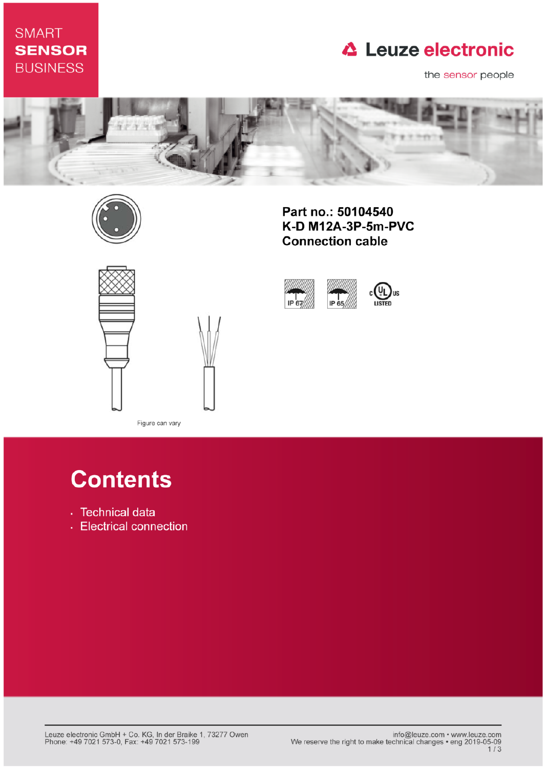SMART
**SENSOR**
BUSINESS

Leuze electronic

the sensor people

**Part no.: 50104540**
**K-D M12A-3P-5m-PVC**
**Connection cable**

IP 67 IP 65 c UL us LISTED

Figure can vary

# Contents

- Technical data
- Electrical connection

Leuze electronic GmbH + Co. KG, In der Braike 1, 73277 Owen
Phone: +49 7021 573-0, Fax: +49 7021 573-199

info@leuze.com • www.leuze.com
We reserve the right to make technical changes • eng 2019-05-09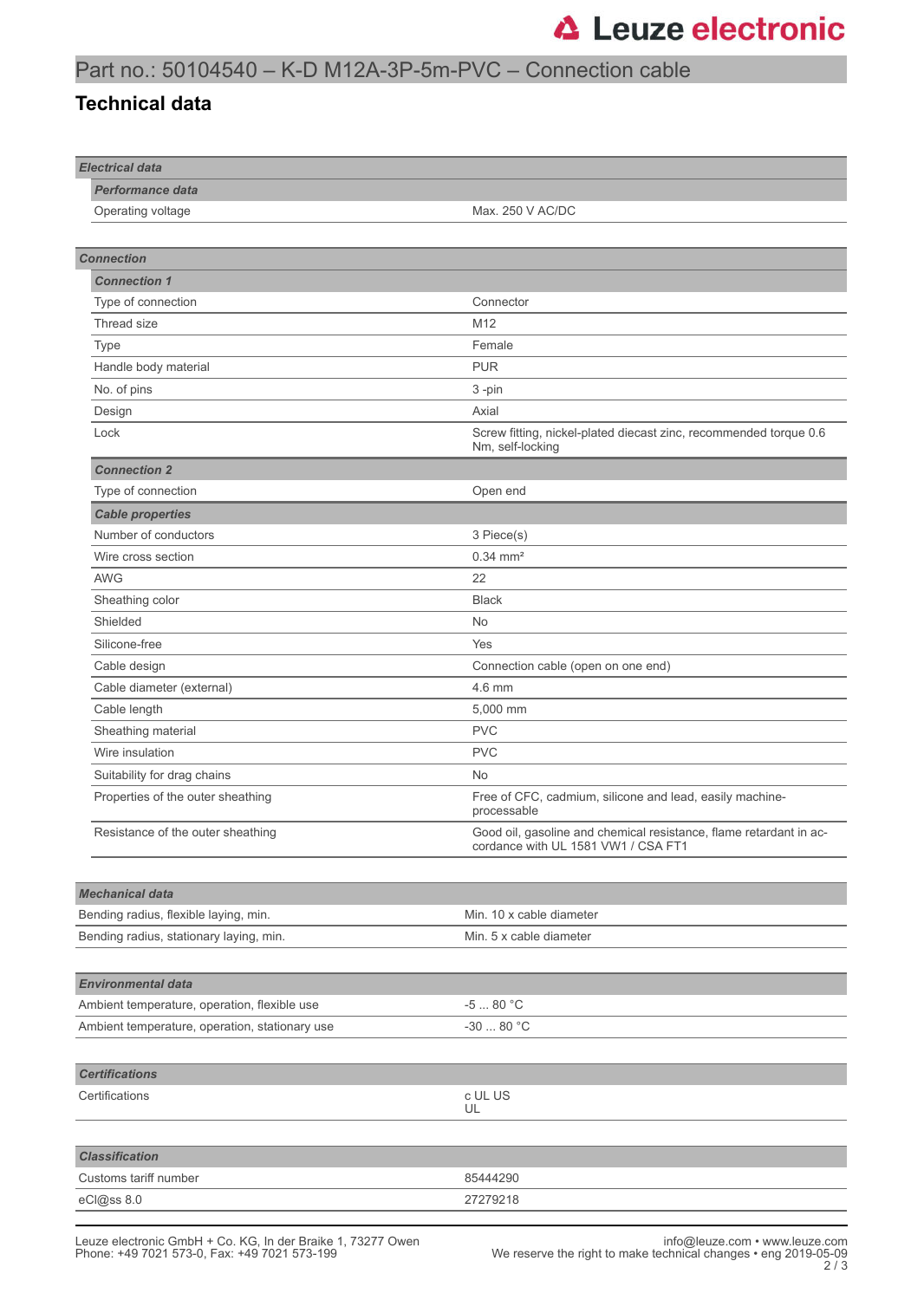# Part no.: 50104540 – K-D M12A-3P-5m-PVC – Connection cable

## Technical data

| *Electrical data* | |
|---|---|
| ***Performance data*** | |
| Operating voltage | Max. 250 V AC/DC |

| *Connection* | |
|---|---|
| ***Connection 1*** | |
| Type of connection | Connector |
| Thread size | M12 |
| Type | Female |
| Handle body material | PUR |
| No. of pins | 3 -pin |
| Design | Axial |
| Lock | Screw fitting, nickel-plated diecast zinc, recommended torque 0.6 Nm, self-locking |
| ***Connection 2*** | |
| Type of connection | Open end |
| ***Cable properties*** | |
| Number of conductors | 3 Piece(s) |
| Wire cross section | 0.34 mm² |
| AWG | 22 |
| Sheathing color | Black |
| Shielded | No |
| Silicone-free | Yes |
| Cable design | Connection cable (open on one end) |
| Cable diameter (external) | 4.6 mm |
| Cable length | 5,000 mm |
| Sheathing material | PVC |
| Wire insulation | PVC |
| Suitability for drag chains | No |
| Properties of the outer sheathing | Free of CFC, cadmium, silicone and lead, easily machine-processable |
| Resistance of the outer sheathing | Good oil, gasoline and chemical resistance, flame retardant in accordance with UL 1581 VW1 / CSA FT1 |

| *Mechanical data* | |
|---|---|
| Bending radius, flexible laying, min. | Min. 10 x cable diameter |
| Bending radius, stationary laying, min. | Min. 5 x cable diameter |

| *Environmental data* | |
|---|---|
| Ambient temperature, operation, flexible use | -5 ... 80 °C |
| Ambient temperature, operation, stationary use | -30 ... 80 °C |

| *Certifications* | |
|---|---|
| Certifications | c UL US<br>UL |

| *Classification* | |
|---|---|
| Customs tariff number | 85444290 |
| eCl@ss 8.0 | 27279218 |

Leuze electronic GmbH + Co. KG, In der Braike 1, 73277 Owen
Phone: +49 7021 573-0, Fax: +49 7021 573-199

info@leuze.com • www.leuze.com
We reserve the right to make technical changes • eng 2019-05-09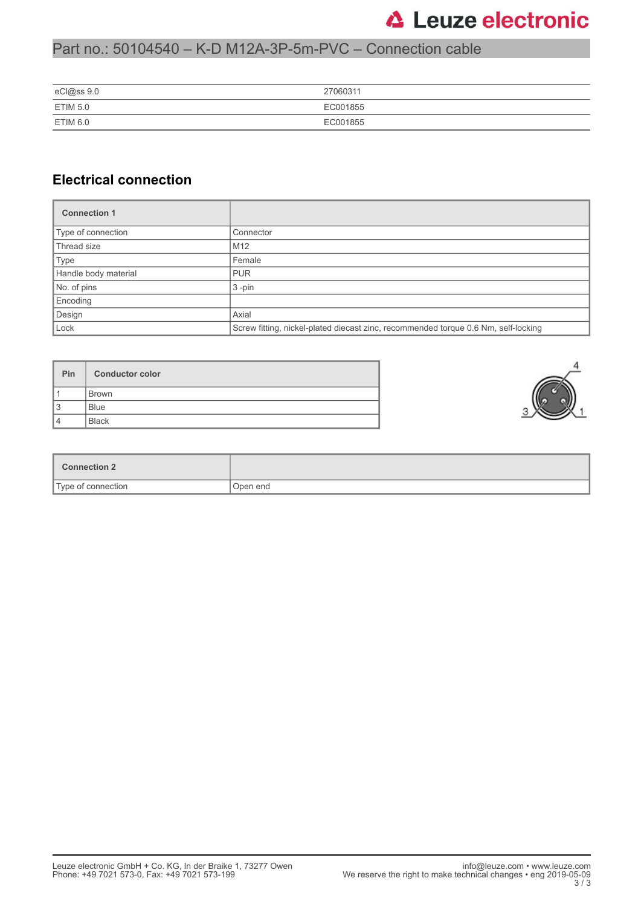## Part no.: 50104540 – K-D M12A-3P-5m-PVC – Connection cable

| | |
|---|---|
| eCl@ss 9.0 | 27060311 |
| ETIM 5.0 | EC001855 |
| ETIM 6.0 | EC001855 |

## Electrical connection

| Connection 1 | |
|---|---|
| Type of connection | Connector |
| Thread size | M12 |
| Type | Female |
| Handle body material | PUR |
| No. of pins | 3 -pin |
| Encoding | |
| Design | Axial |
| Lock | Screw fitting, nickel-plated diecast zinc, recommended torque 0.6 Nm, self-locking |

| Pin | Conductor color |
|---|---|
| 1 | Brown |
| 3 | Blue |
| 4 | Black |

4
3
1

| Connection 2 | |
|---|---|
| Type of connection | Open end |

Leuze electronic GmbH + Co. KG, In der Braike 1, 73277 Owen
Phone: +49 7021 573-0, Fax: +49 7021 573-199

info@leuze.com • www.leuze.com
We reserve the right to make technical changes • eng 2019-05-09